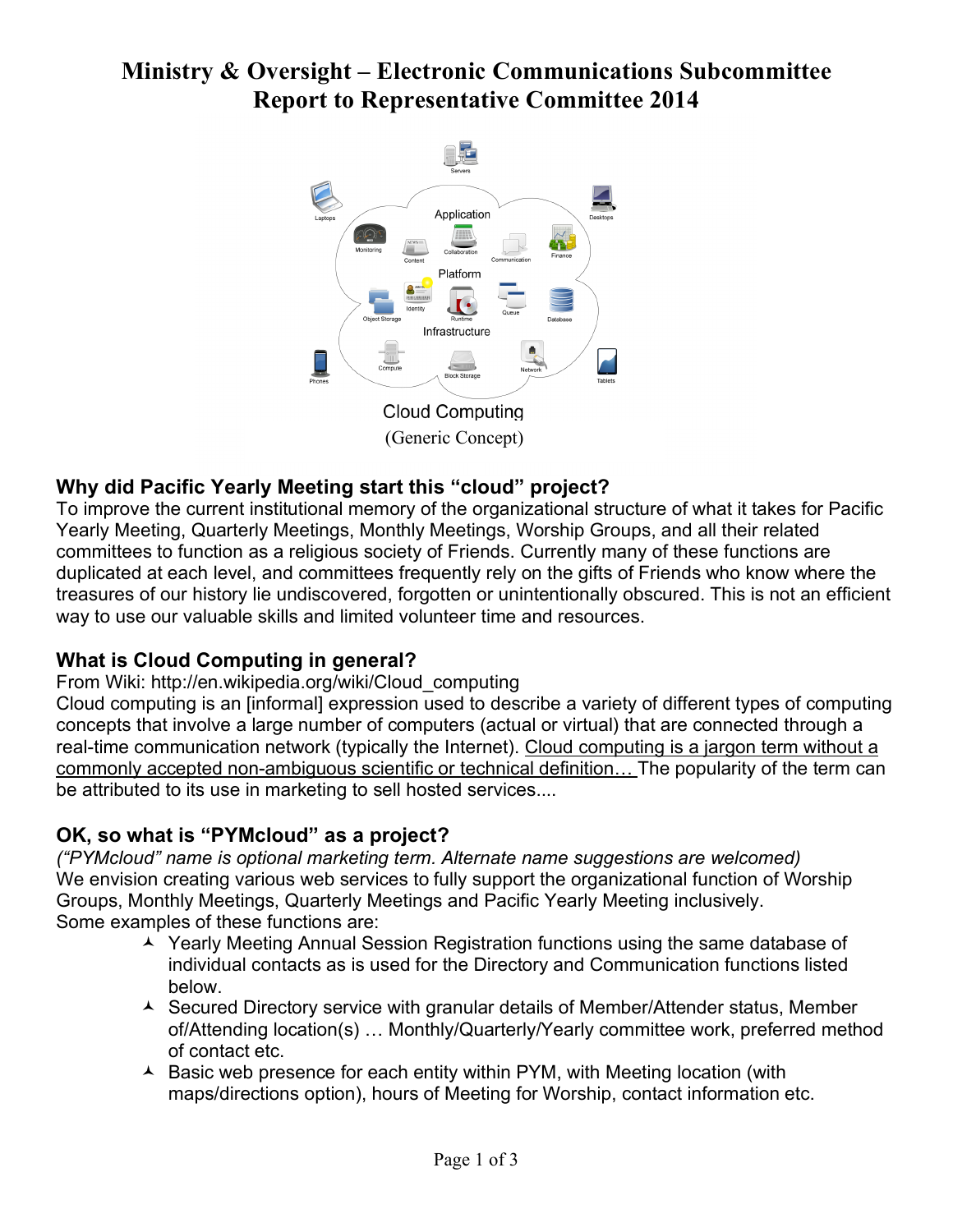# Ministry & Oversight – Electronic Communications Subcommittee
# Report to Representative Committee 2014

Cloud Computing
(Generic Concept)

## Why did Pacific Yearly Meeting start this "cloud" project?

To improve the current institutional memory of the organizational structure of what it takes for Pacific Yearly Meeting, Quarterly Meetings, Monthly Meetings, Worship Groups, and all their related committees to function as a religious society of Friends. Currently many of these functions are duplicated at each level, and committees frequently rely on the gifts of Friends who know where the treasures of our history lie undiscovered, forgotten or unintentionally obscured. This is not an efficient way to use our valuable skills and limited volunteer time and resources.

## What is Cloud Computing in general?

From Wiki: http://en.wikipedia.org/wiki/Cloud_computing
Cloud computing is an [informal] expression used to describe a variety of different types of computing concepts that involve a large number of computers (actual or virtual) that are connected through a real-time communication network (typically the Internet). <u>Cloud computing is a jargon term without a commonly accepted non-ambiguous scientific or technical definition…</u> The popularity of the term can be attributed to its use in marketing to sell hosted services....

## OK, so what is "PYMcloud" as a project?

*("PYMcloud" name is optional marketing term. Alternate name suggestions are welcomed)*
We envision creating various web services to fully support the organizational function of Worship Groups, Monthly Meetings, Quarterly Meetings and Pacific Yearly Meeting inclusively.
Some examples of these functions are:

- Yearly Meeting Annual Session Registration functions using the same database of individual contacts as is used for the Directory and Communication functions listed below.
- Secured Directory service with granular details of Member/Attender status, Member of/Attending location(s) … Monthly/Quarterly/Yearly committee work, preferred method of contact etc.
- Basic web presence for each entity within PYM, with Meeting location (with maps/directions option), hours of Meeting for Worship, contact information etc.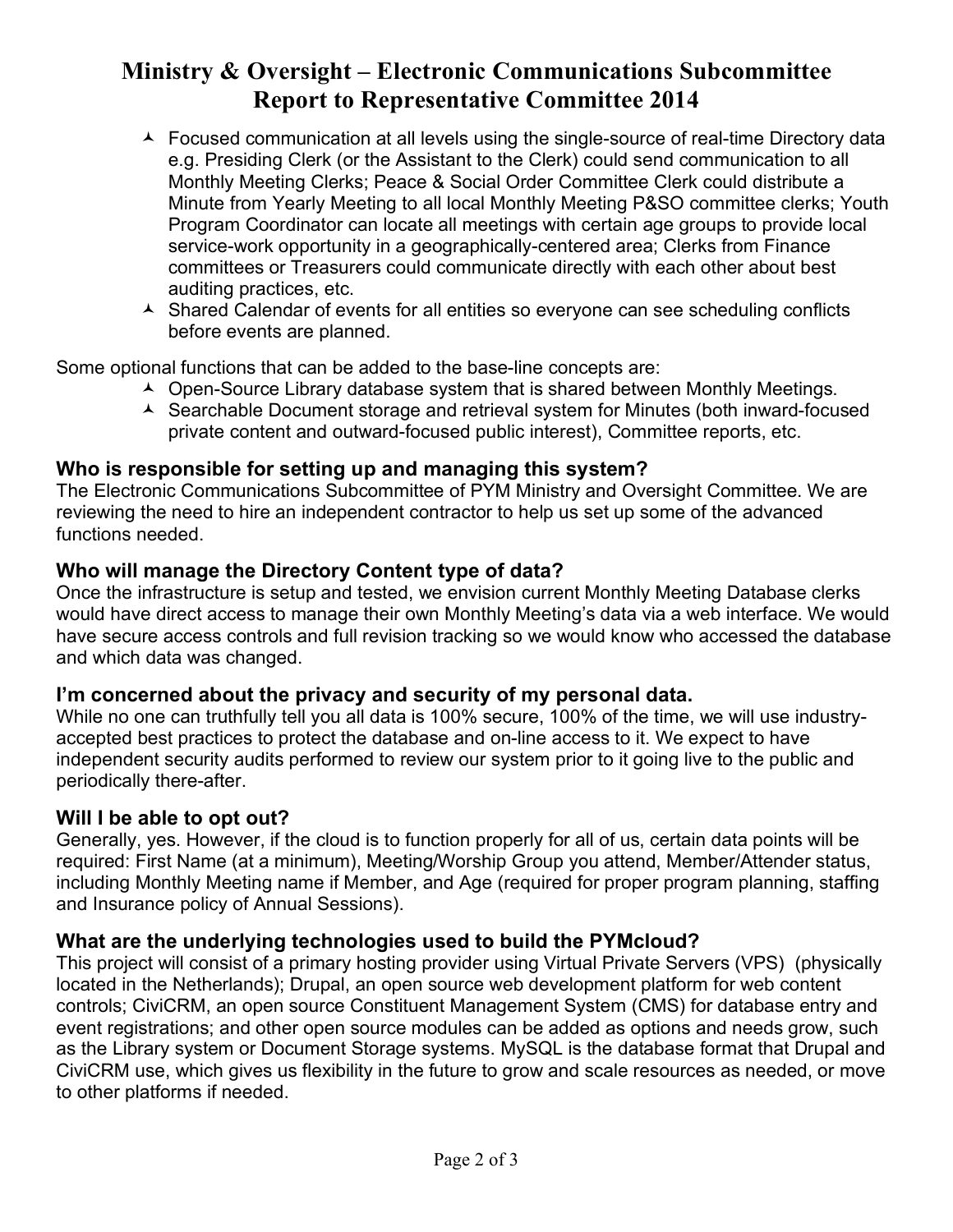- Focused communication at all levels using the single-source of real-time Directory data e.g. Presiding Clerk (or the Assistant to the Clerk) could send communication to all Monthly Meeting Clerks; Peace & Social Order Committee Clerk could distribute a Minute from Yearly Meeting to all local Monthly Meeting P&SO committee clerks; Youth Program Coordinator can locate all meetings with certain age groups to provide local service-work opportunity in a geographically-centered area; Clerks from Finance committees or Treasurers could communicate directly with each other about best auditing practices, etc.
- Shared Calendar of events for all entities so everyone can see scheduling conflicts before events are planned.

Some optional functions that can be added to the base-line concepts are:

- Open-Source Library database system that is shared between Monthly Meetings.
- Searchable Document storage and retrieval system for Minutes (both inward-focused private content and outward-focused public interest), Committee reports, etc.

### Who is responsible for setting up and managing this system?

The Electronic Communications Subcommittee of PYM Ministry and Oversight Committee. We are reviewing the need to hire an independent contractor to help us set up some of the advanced functions needed.

### Who will manage the Directory Content type of data?

Once the infrastructure is setup and tested, we envision current Monthly Meeting Database clerks would have direct access to manage their own Monthly Meeting's data via a web interface. We would have secure access controls and full revision tracking so we would know who accessed the database and which data was changed.

### I'm concerned about the privacy and security of my personal data.

While no one can truthfully tell you all data is 100% secure, 100% of the time, we will use industry-accepted best practices to protect the database and on-line access to it. We expect to have independent security audits performed to review our system prior to it going live to the public and periodically there-after.

### Will I be able to opt out?

Generally, yes. However, if the cloud is to function properly for all of us, certain data points will be required: First Name (at a minimum), Meeting/Worship Group you attend, Member/Attender status, including Monthly Meeting name if Member, and Age (required for proper program planning, staffing and Insurance policy of Annual Sessions).

### What are the underlying technologies used to build the PYMcloud?

This project will consist of a primary hosting provider using Virtual Private Servers (VPS) (physically located in the Netherlands); Drupal, an open source web development platform for web content controls; CiviCRM, an open source Constituent Management System (CMS) for database entry and event registrations; and other open source modules can be added as options and needs grow, such as the Library system or Document Storage systems. MySQL is the database format that Drupal and CiviCRM use, which gives us flexibility in the future to grow and scale resources as needed, or move to other platforms if needed.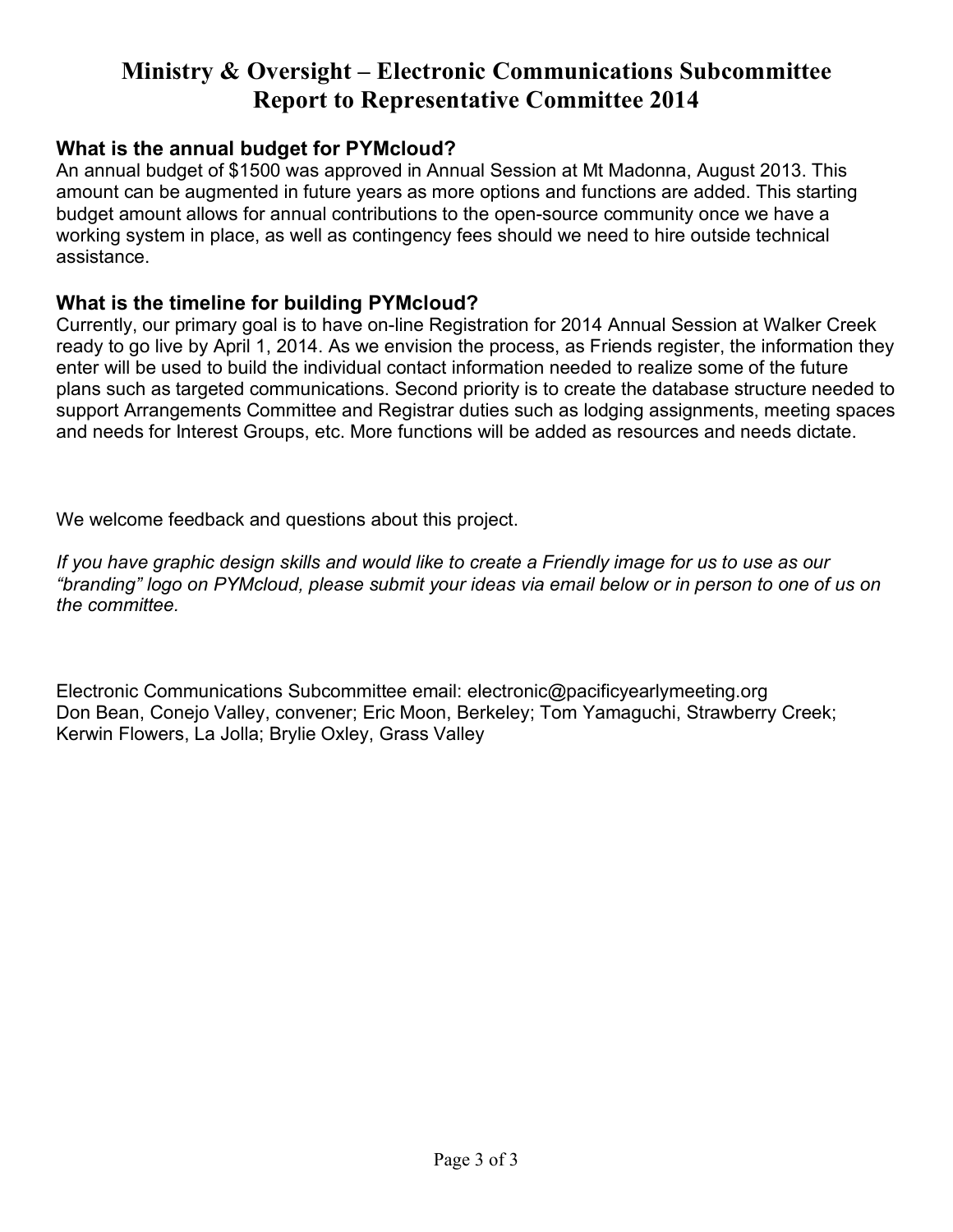# Ministry & Oversight – Electronic Communications Subcommittee
# Report to Representative Committee 2014

## What is the annual budget for PYMcloud?

An annual budget of $1500 was approved in Annual Session at Mt Madonna, August 2013. This amount can be augmented in future years as more options and functions are added. This starting budget amount allows for annual contributions to the open-source community once we have a working system in place, as well as contingency fees should we need to hire outside technical assistance.

## What is the timeline for building PYMcloud?

Currently, our primary goal is to have on-line Registration for 2014 Annual Session at Walker Creek ready to go live by April 1, 2014. As we envision the process, as Friends register, the information they enter will be used to build the individual contact information needed to realize some of the future plans such as targeted communications. Second priority is to create the database structure needed to support Arrangements Committee and Registrar duties such as lodging assignments, meeting spaces and needs for Interest Groups, etc. More functions will be added as resources and needs dictate.

We welcome feedback and questions about this project.

*If you have graphic design skills and would like to create a Friendly image for us to use as our "branding" logo on PYMcloud, please submit your ideas via email below or in person to one of us on the committee.*

Electronic Communications Subcommittee email: electronic@pacificyearlymeeting.org
Don Bean, Conejo Valley, convener; Eric Moon, Berkeley; Tom Yamaguchi, Strawberry Creek; Kerwin Flowers, La Jolla; Brylie Oxley, Grass Valley